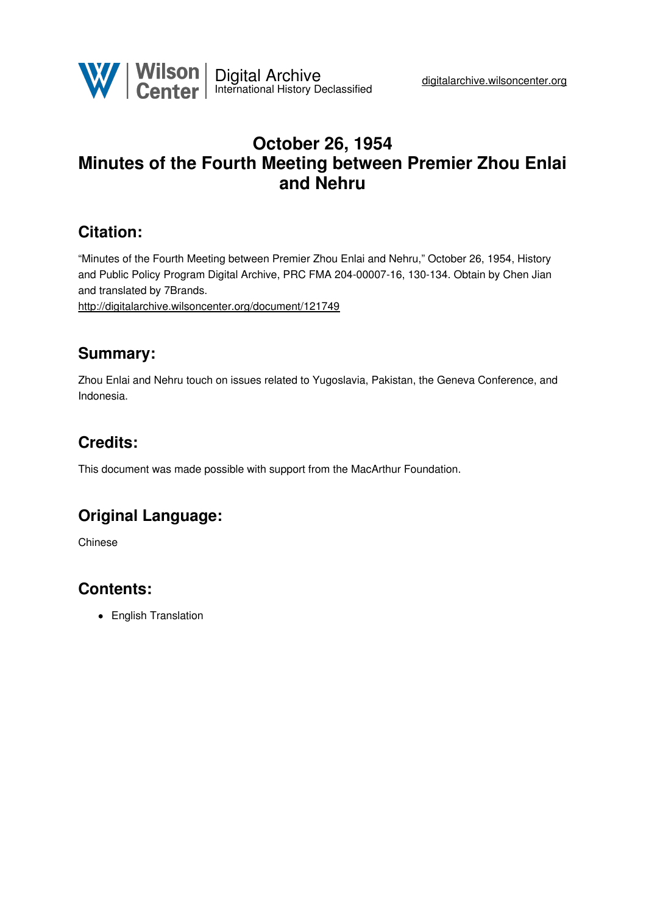# October 26, 1954
# Minutes of the Fourth Meeting between Premier Zhou Enlai and Nehru

## Citation:

"Minutes of the Fourth Meeting between Premier Zhou Enlai and Nehru," October 26, 1954, History and Public Policy Program Digital Archive, PRC FMA 204-00007-16, 130-134. Obtain by Chen Jian and translated by 7Brands.
http://digitalarchive.wilsoncenter.org/document/121749

## Summary:

Zhou Enlai and Nehru touch on issues related to Yugoslavia, Pakistan, the Geneva Conference, and Indonesia.

## Credits:

This document was made possible with support from the MacArthur Foundation.

## Original Language:

Chinese

## Contents:

- English Translation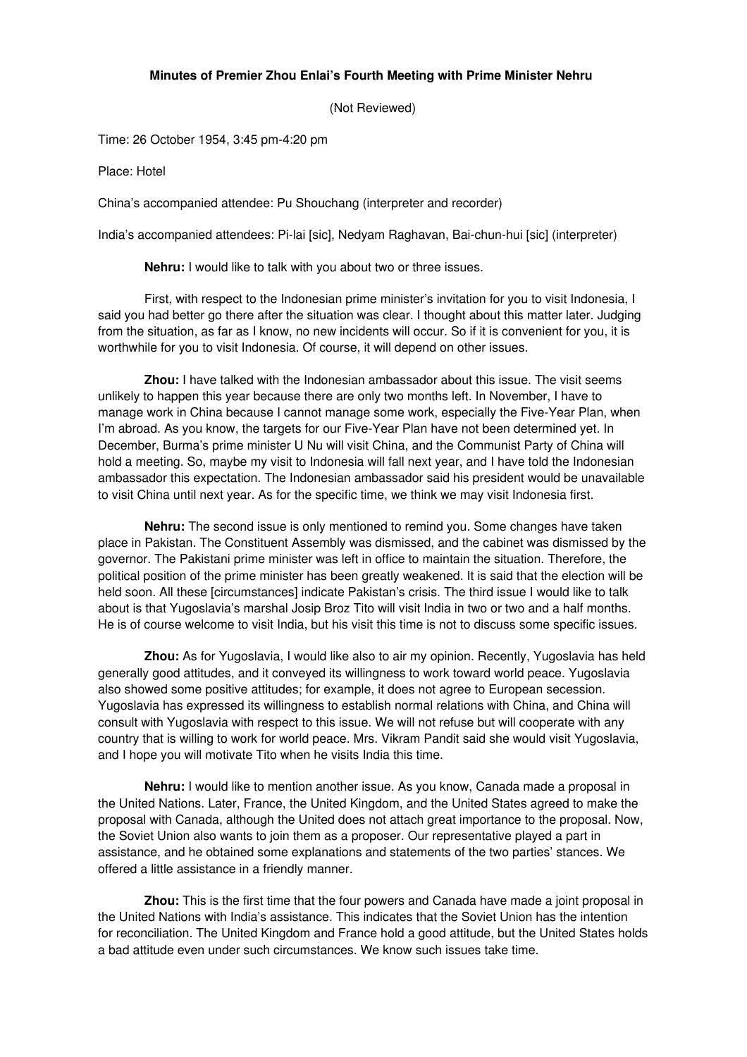**Minutes of Premier Zhou Enlai's Fourth Meeting with Prime Minister Nehru**

(Not Reviewed)

Time: 26 October 1954, 3:45 pm-4:20 pm

Place: Hotel

China's accompanied attendee: Pu Shouchang (interpreter and recorder)

India's accompanied attendees: Pi-lai [sic], Nedyam Raghavan, Bai-chun-hui [sic] (interpreter)

**Nehru:** I would like to talk with you about two or three issues.

First, with respect to the Indonesian prime minister's invitation for you to visit Indonesia, I said you had better go there after the situation was clear. I thought about this matter later. Judging from the situation, as far as I know, no new incidents will occur. So if it is convenient for you, it is worthwhile for you to visit Indonesia. Of course, it will depend on other issues.

**Zhou:** I have talked with the Indonesian ambassador about this issue. The visit seems unlikely to happen this year because there are only two months left. In November, I have to manage work in China because I cannot manage some work, especially the Five-Year Plan, when I'm abroad. As you know, the targets for our Five-Year Plan have not been determined yet. In December, Burma's prime minister U Nu will visit China, and the Communist Party of China will hold a meeting. So, maybe my visit to Indonesia will fall next year, and I have told the Indonesian ambassador this expectation. The Indonesian ambassador said his president would be unavailable to visit China until next year. As for the specific time, we think we may visit Indonesia first.

**Nehru:** The second issue is only mentioned to remind you. Some changes have taken place in Pakistan. The Constituent Assembly was dismissed, and the cabinet was dismissed by the governor. The Pakistani prime minister was left in office to maintain the situation. Therefore, the political position of the prime minister has been greatly weakened. It is said that the election will be held soon. All these [circumstances] indicate Pakistan's crisis. The third issue I would like to talk about is that Yugoslavia's marshal Josip Broz Tito will visit India in two or two and a half months. He is of course welcome to visit India, but his visit this time is not to discuss some specific issues.

**Zhou:** As for Yugoslavia, I would like also to air my opinion. Recently, Yugoslavia has held generally good attitudes, and it conveyed its willingness to work toward world peace. Yugoslavia also showed some positive attitudes; for example, it does not agree to European secession. Yugoslavia has expressed its willingness to establish normal relations with China, and China will consult with Yugoslavia with respect to this issue. We will not refuse but will cooperate with any country that is willing to work for world peace. Mrs. Vikram Pandit said she would visit Yugoslavia, and I hope you will motivate Tito when he visits India this time.

**Nehru:** I would like to mention another issue. As you know, Canada made a proposal in the United Nations. Later, France, the United Kingdom, and the United States agreed to make the proposal with Canada, although the United does not attach great importance to the proposal. Now, the Soviet Union also wants to join them as a proposer. Our representative played a part in assistance, and he obtained some explanations and statements of the two parties' stances. We offered a little assistance in a friendly manner.

**Zhou:** This is the first time that the four powers and Canada have made a joint proposal in the United Nations with India's assistance. This indicates that the Soviet Union has the intention for reconciliation. The United Kingdom and France hold a good attitude, but the United States holds a bad attitude even under such circumstances. We know such issues take time.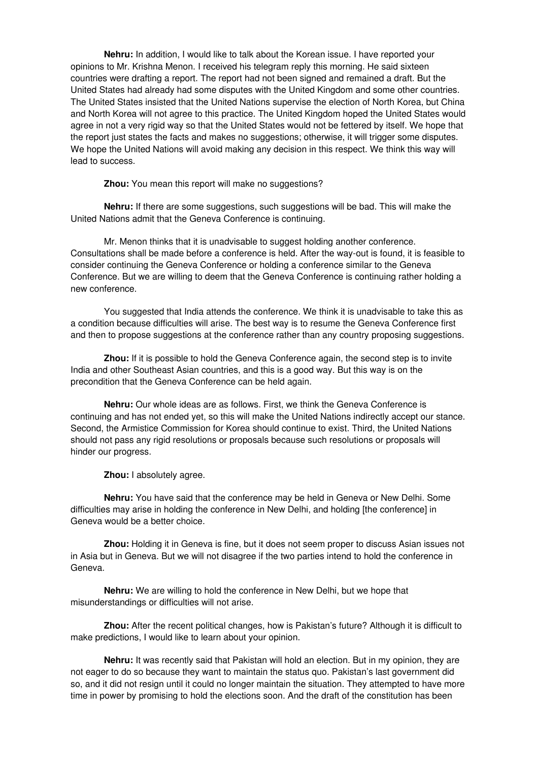**Nehru:** In addition, I would like to talk about the Korean issue. I have reported your opinions to Mr. Krishna Menon. I received his telegram reply this morning. He said sixteen countries were drafting a report. The report had not been signed and remained a draft. But the United States had already had some disputes with the United Kingdom and some other countries. The United States insisted that the United Nations supervise the election of North Korea, but China and North Korea will not agree to this practice. The United Kingdom hoped the United States would agree in not a very rigid way so that the United States would not be fettered by itself. We hope that the report just states the facts and makes no suggestions; otherwise, it will trigger some disputes. We hope the United Nations will avoid making any decision in this respect. We think this way will lead to success.

**Zhou:** You mean this report will make no suggestions?

**Nehru:** If there are some suggestions, such suggestions will be bad. This will make the United Nations admit that the Geneva Conference is continuing.

Mr. Menon thinks that it is unadvisable to suggest holding another conference. Consultations shall be made before a conference is held. After the way-out is found, it is feasible to consider continuing the Geneva Conference or holding a conference similar to the Geneva Conference. But we are willing to deem that the Geneva Conference is continuing rather holding a new conference.

You suggested that India attends the conference. We think it is unadvisable to take this as a condition because difficulties will arise. The best way is to resume the Geneva Conference first and then to propose suggestions at the conference rather than any country proposing suggestions.

**Zhou:** If it is possible to hold the Geneva Conference again, the second step is to invite India and other Southeast Asian countries, and this is a good way. But this way is on the precondition that the Geneva Conference can be held again.

**Nehru:** Our whole ideas are as follows. First, we think the Geneva Conference is continuing and has not ended yet, so this will make the United Nations indirectly accept our stance. Second, the Armistice Commission for Korea should continue to exist. Third, the United Nations should not pass any rigid resolutions or proposals because such resolutions or proposals will hinder our progress.

**Zhou:** I absolutely agree.

**Nehru:** You have said that the conference may be held in Geneva or New Delhi. Some difficulties may arise in holding the conference in New Delhi, and holding [the conference] in Geneva would be a better choice.

**Zhou:** Holding it in Geneva is fine, but it does not seem proper to discuss Asian issues not in Asia but in Geneva. But we will not disagree if the two parties intend to hold the conference in Geneva.

**Nehru:** We are willing to hold the conference in New Delhi, but we hope that misunderstandings or difficulties will not arise.

**Zhou:** After the recent political changes, how is Pakistan's future? Although it is difficult to make predictions, I would like to learn about your opinion.

**Nehru:** It was recently said that Pakistan will hold an election. But in my opinion, they are not eager to do so because they want to maintain the status quo. Pakistan's last government did so, and it did not resign until it could no longer maintain the situation. They attempted to have more time in power by promising to hold the elections soon. And the draft of the constitution has been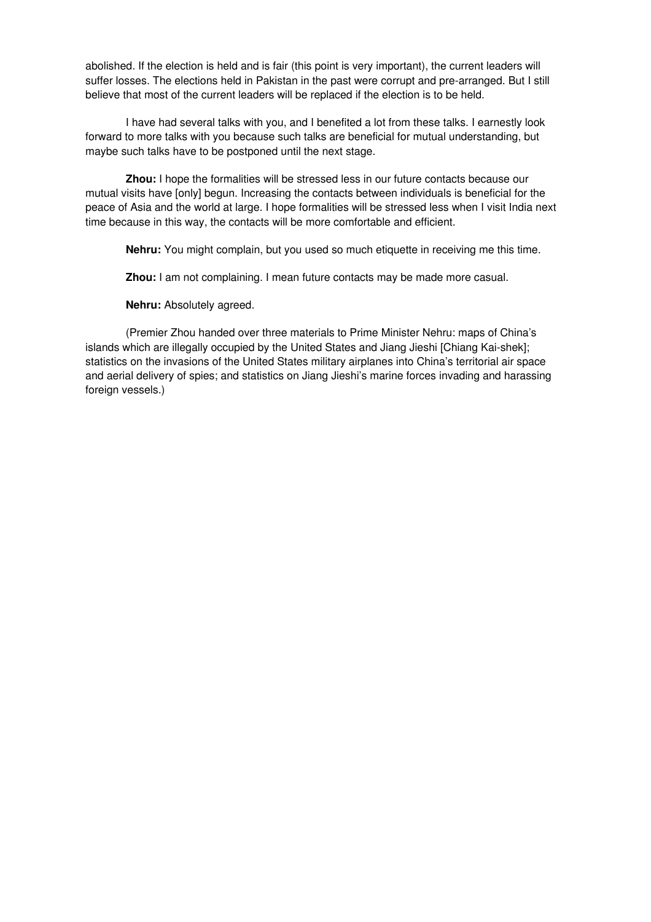abolished. If the election is held and is fair (this point is very important), the current leaders will suffer losses. The elections held in Pakistan in the past were corrupt and pre-arranged. But I still believe that most of the current leaders will be replaced if the election is to be held.

I have had several talks with you, and I benefited a lot from these talks. I earnestly look forward to more talks with you because such talks are beneficial for mutual understanding, but maybe such talks have to be postponed until the next stage.

**Zhou:** I hope the formalities will be stressed less in our future contacts because our mutual visits have [only] begun. Increasing the contacts between individuals is beneficial for the peace of Asia and the world at large. I hope formalities will be stressed less when I visit India next time because in this way, the contacts will be more comfortable and efficient.

**Nehru:** You might complain, but you used so much etiquette in receiving me this time.

**Zhou:** I am not complaining. I mean future contacts may be made more casual.

**Nehru:** Absolutely agreed.

(Premier Zhou handed over three materials to Prime Minister Nehru: maps of China's islands which are illegally occupied by the United States and Jiang Jieshi [Chiang Kai-shek]; statistics on the invasions of the United States military airplanes into China's territorial air space and aerial delivery of spies; and statistics on Jiang Jieshi's marine forces invading and harassing foreign vessels.)